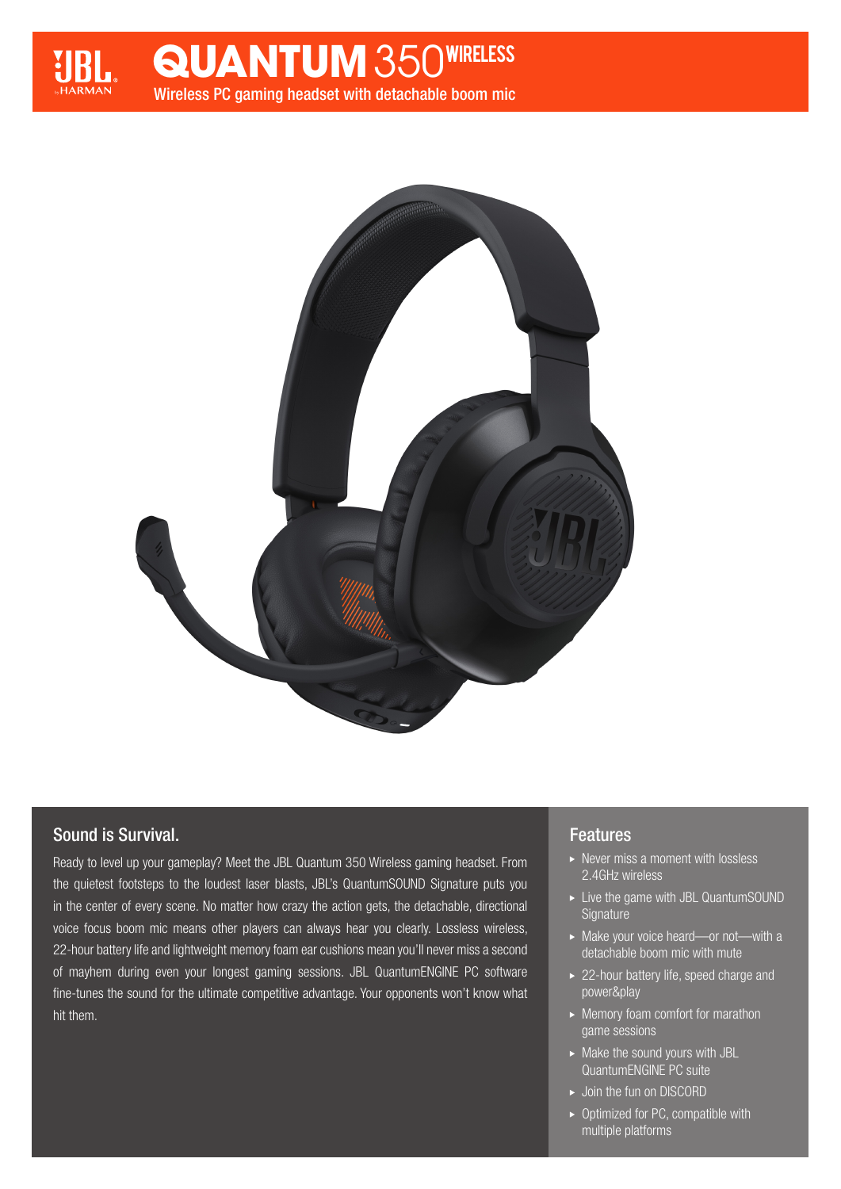# QUANTUM 350 WIRELESS

Wireless PC gaming headset with detachable boom mic

## Sound is Survival.

Ready to level up your gameplay? Meet the JBL Quantum 350 Wireless gaming headset. From the quietest footsteps to the loudest laser blasts, JBL's QuantumSOUND Signature puts you in the center of every scene. No matter how crazy the action gets, the detachable, directional voice focus boom mic means other players can always hear you clearly. Lossless wireless, 22-hour battery life and lightweight memory foam ear cushions mean you'll never miss a second of mayhem during even your longest gaming sessions. JBL QuantumENGINE PC software fine-tunes the sound for the ultimate competitive advantage. Your opponents won't know what hit them.

## Features

- Never miss a moment with lossless 2.4GHz wireless
- Live the game with JBL QuantumSOUND Signature
- Make your voice heard—or not—with a detachable boom mic with mute
- 22-hour battery life, speed charge and power&play
- Memory foam comfort for marathon game sessions
- Make the sound yours with JBL QuantumENGINE PC suite
- Join the fun on DISCORD
- Optimized for PC, compatible with multiple platforms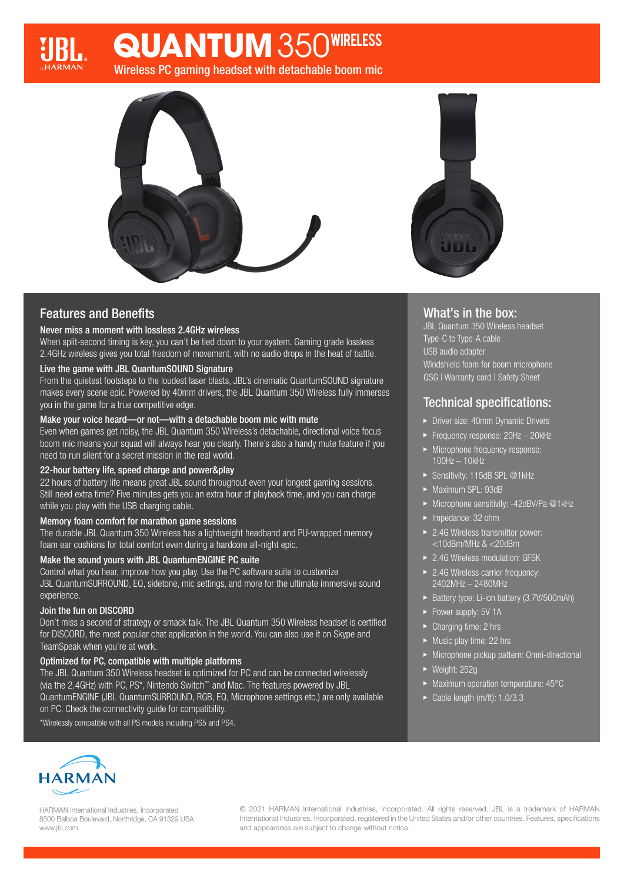# JBL QUANTUM 350 WIRELESS

Wireless PC gaming headset with detachable boom mic

## Features and Benefits

### Never miss a moment with lossless 2.4GHz wireless

When split-second timing is key, you can't be tied down to your system. Gaming grade lossless 2.4GHz wireless gives you total freedom of movement, with no audio drops in the heat of battle.

### Live the game with JBL QuantumSOUND Signature

From the quietest footsteps to the loudest laser blasts, JBL's cinematic QuantumSOUND signature makes every scene epic. Powered by 40mm drivers, the JBL Quantum 350 Wireless fully immerses you in the game for a true competitive edge.

### Make your voice heard—or not—with a detachable boom mic with mute

Even when games get noisy, the JBL Quantum 350 Wireless's detachable, directional voice focus boom mic means your squad will always hear you clearly. There's also a handy mute feature if you need to run silent for a secret mission in the real world.

### 22-hour battery life, speed charge and power&play

22 hours of battery life means great JBL sound throughout even your longest gaming sessions. Still need extra time? Five minutes gets you an extra hour of playback time, and you can charge while you play with the USB charging cable.

### Memory foam comfort for marathon game sessions

The durable JBL Quantum 350 Wireless has a lightweight headband and PU-wrapped memory foam ear cushions for total comfort even during a hardcore all-night epic.

### Make the sound yours with JBL QuantumENGINE PC suite

Control what you hear, improve how you play. Use the PC software suite to customize JBL QuantumSURROUND, EQ, sidetone, mic settings, and more for the ultimate immersive sound experience.

### Join the fun on DISCORD

Don't miss a second of strategy or smack talk. The JBL Quantum 350 Wireless headset is certified for DISCORD, the most popular chat application in the world. You can also use it on Skype and TeamSpeak when you're at work.

### Optimized for PC, compatible with multiple platforms

The JBL Quantum 350 Wireless headset is optimized for PC and can be connected wirelessly (via the 2.4GHz) with PC, PS*, Nintendo Switch™ and Mac. The features powered by JBL QuantumENGINE (JBL QuantumSURROUND, RGB, EQ, Microphone settings etc.) are only available on PC. Check the connectivity guide for compatibility.

*Wirelessly compatible with all PS models including PS5 and PS4.

## What's in the box:

JBL Quantum 350 Wireless headset
Type-C to Type-A cable
USB audio adapter
Windshield foam for boom microphone
QSG | Warranty card | Safety Sheet

## Technical specifications:

- Driver size: 40mm Dynamic Drivers
- Frequency response: 20Hz – 20kHz
- Microphone frequency response: 100Hz – 10kHz
- Sensitivity: 115dB SPL @1kHz
- Maximum SPL: 93dB
- Microphone sensitivity: -42dBV/Pa @1kHz
- Impedance: 32 ohm
- 2.4G Wireless transmitter power: <10dBm/MHz & <20dBm
- 2.4G Wireless modulation: GFSK
- 2.4G Wireless carrier frequency: 2402MHz – 2480MHz
- Battery type: Li-ion battery (3.7V/500mAh)
- Power supply: 5V 1A
- Charging time: 2 hrs
- Music play time: 22 hrs
- Microphone pickup pattern: Omni-directional
- Weight: 252g
- Maximum operation temperature: 45°C
- Cable length (m/ft): 1.0/3.3

HARMAN International Industries, Incorporated
8500 Balboa Boulevard, Northridge, CA 91329 USA
www.jbl.com

© 2021 HARMAN International Industries, Incorporated. All rights reserved. JBL is a trademark of HARMAN International Industries, Incorporated, registered in the United States and/or other countries. Features, specifications and appearance are subject to change without notice.